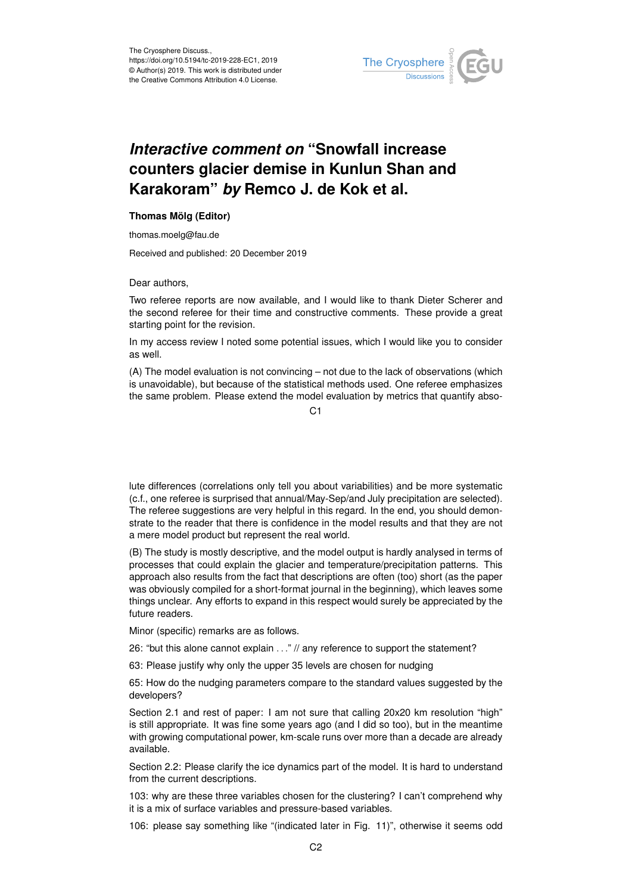# *Interactive comment on* "Snowfall increase counters glacier demise in Kunlun Shan and Karakoram" *by* Remco J. de Kok et al.

**Thomas Mölg (Editor)**

thomas.moelg@fau.de

Received and published: 20 December 2019

Dear authors,

Two referee reports are now available, and I would like to thank Dieter Scherer and the second referee for their time and constructive comments. These provide a great starting point for the revision.

In my access review I noted some potential issues, which I would like you to consider as well.

(A) The model evaluation is not convincing – not due to the lack of observations (which is unavoidable), but because of the statistical methods used. One referee emphasizes the same problem. Please extend the model evaluation by metrics that quantify absolute differences (correlations only tell you about variabilities) and be more systematic (c.f., one referee is surprised that annual/May-Sep/and July precipitation are selected). The referee suggestions are very helpful in this regard. In the end, you should demonstrate to the reader that there is confidence in the model results and that they are not a mere model product but represent the real world.

(B) The study is mostly descriptive, and the model output is hardly analysed in terms of processes that could explain the glacier and temperature/precipitation patterns. This approach also results from the fact that descriptions are often (too) short (as the paper was obviously compiled for a short-format journal in the beginning), which leaves some things unclear. Any efforts to expand in this respect would surely be appreciated by the future readers.

Minor (specific) remarks are as follows.

26: "but this alone cannot explain . . ." // any reference to support the statement?

63: Please justify why only the upper 35 levels are chosen for nudging

65: How do the nudging parameters compare to the standard values suggested by the developers?

Section 2.1 and rest of paper: I am not sure that calling 20x20 km resolution "high" is still appropriate. It was fine some years ago (and I did so too), but in the meantime with growing computational power, km-scale runs over more than a decade are already available.

Section 2.2: Please clarify the ice dynamics part of the model. It is hard to understand from the current descriptions.

103: why are these three variables chosen for the clustering? I can't comprehend why it is a mix of surface variables and pressure-based variables.

106: please say something like "(indicated later in Fig. 11)", otherwise it seems odd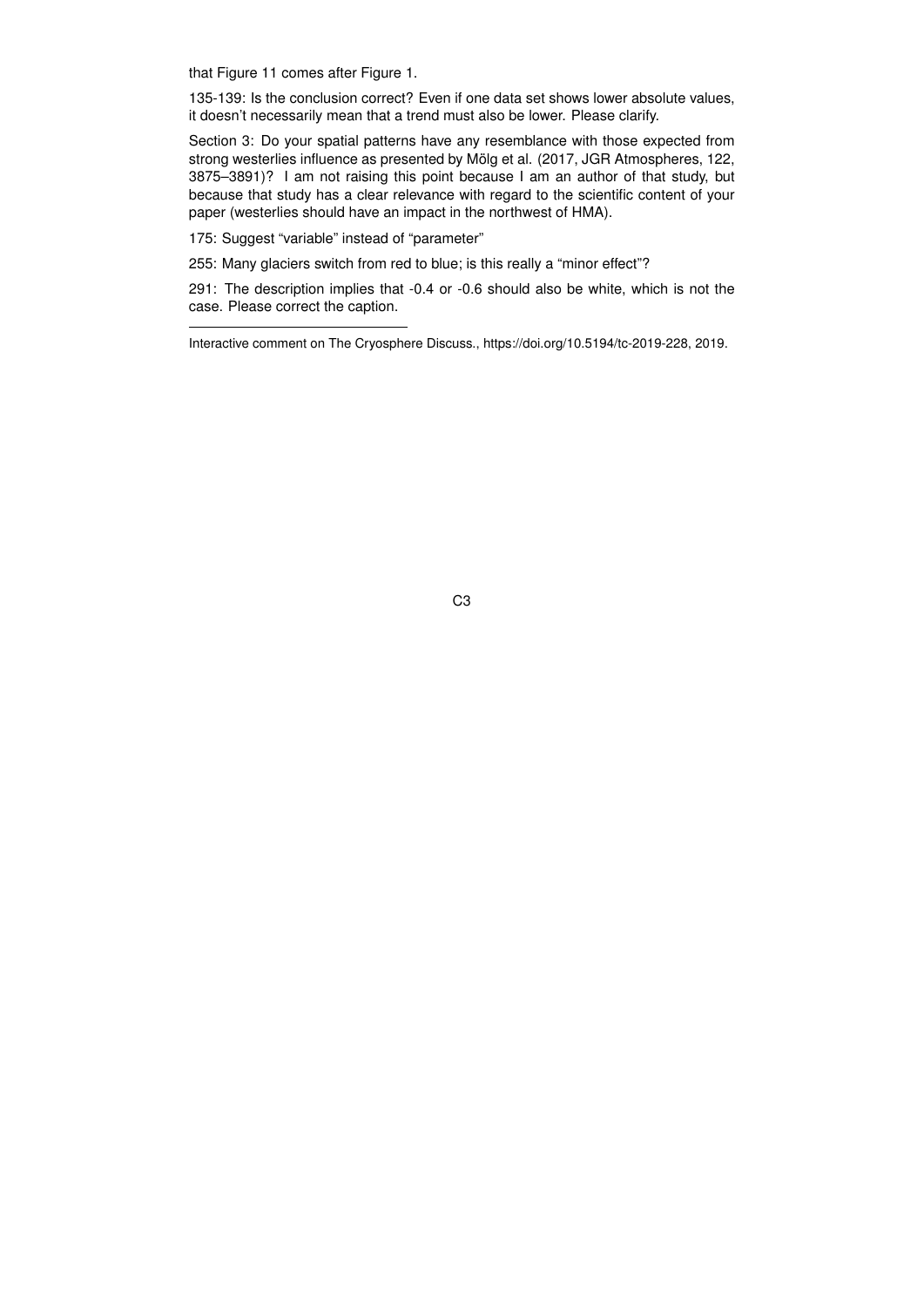that Figure 11 comes after Figure 1.

135-139: Is the conclusion correct? Even if one data set shows lower absolute values, it doesn't necessarily mean that a trend must also be lower. Please clarify.

Section 3: Do your spatial patterns have any resemblance with those expected from strong westerlies influence as presented by Mölg et al. (2017, JGR Atmospheres, 122, 3875–3891)? I am not raising this point because I am an author of that study, but because that study has a clear relevance with regard to the scientific content of your paper (westerlies should have an impact in the northwest of HMA).

175: Suggest "variable" instead of "parameter"

255: Many glaciers switch from red to blue; is this really a "minor effect"?

291: The description implies that -0.4 or -0.6 should also be white, which is not the case. Please correct the caption.

---

Interactive comment on The Cryosphere Discuss., https://doi.org/10.5194/tc-2019-228, 2019.